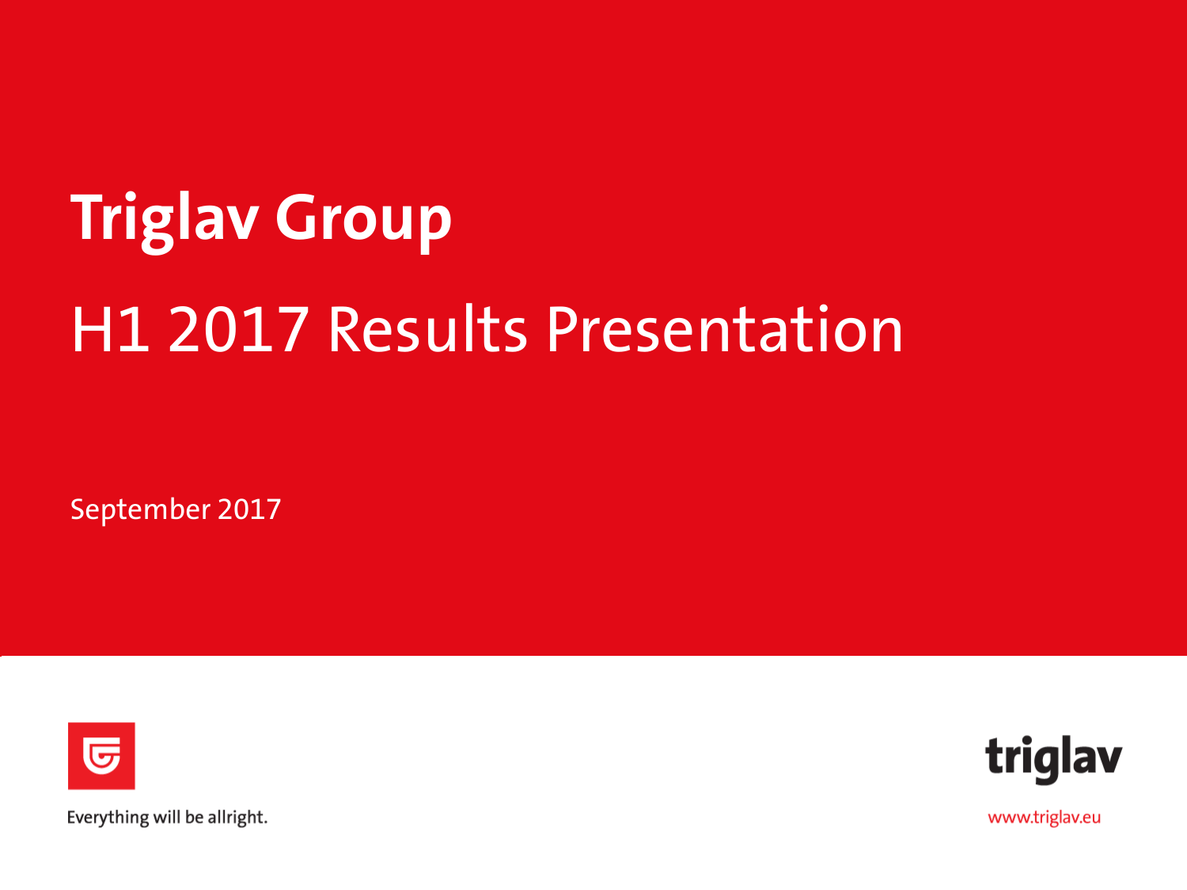# Triglav Group

## H1 2017 Results Presentation

September 2017

Everything will be allright.

triglav

www.triglav.eu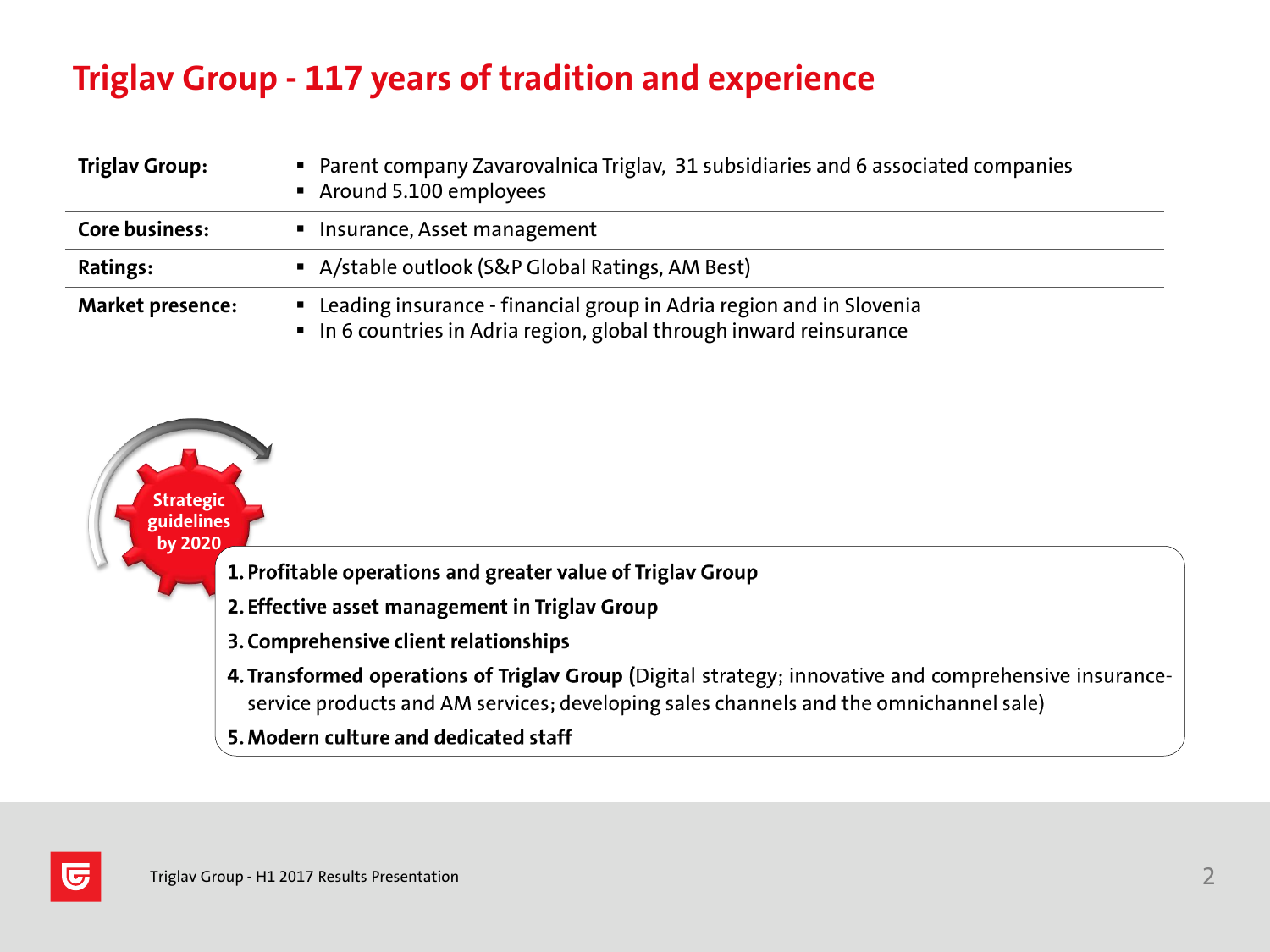# Triglav Group - 117 years of tradition and experience

| | |
|---|---|
| **Triglav Group:** | ▪ Parent company Zavarovalnica Triglav, 31 subsidiaries and 6 associated companies<br>▪ Around 5.100 employees |
| **Core business:** | ▪ Insurance, Asset management |
| **Ratings:** | ▪ A/stable outlook (S&P Global Ratings, AM Best) |
| **Market presence:** | ▪ Leading insurance - financial group in Adria region and in Slovenia<br>▪ In 6 countries in Adria region, global through inward reinsurance |

**Strategic guidelines by 2020**

1. **Profitable operations and greater value of Triglav Group**
2. **Effective asset management in Triglav Group**
3. **Comprehensive client relationships**
4. **Transformed operations of Triglav Group (**Digital strategy; innovative and comprehensive insurance-service products and AM services; developing sales channels and the omnichannel sale)
5. **Modern culture and dedicated staff**

Triglav Group - H1 2017 Results Presentation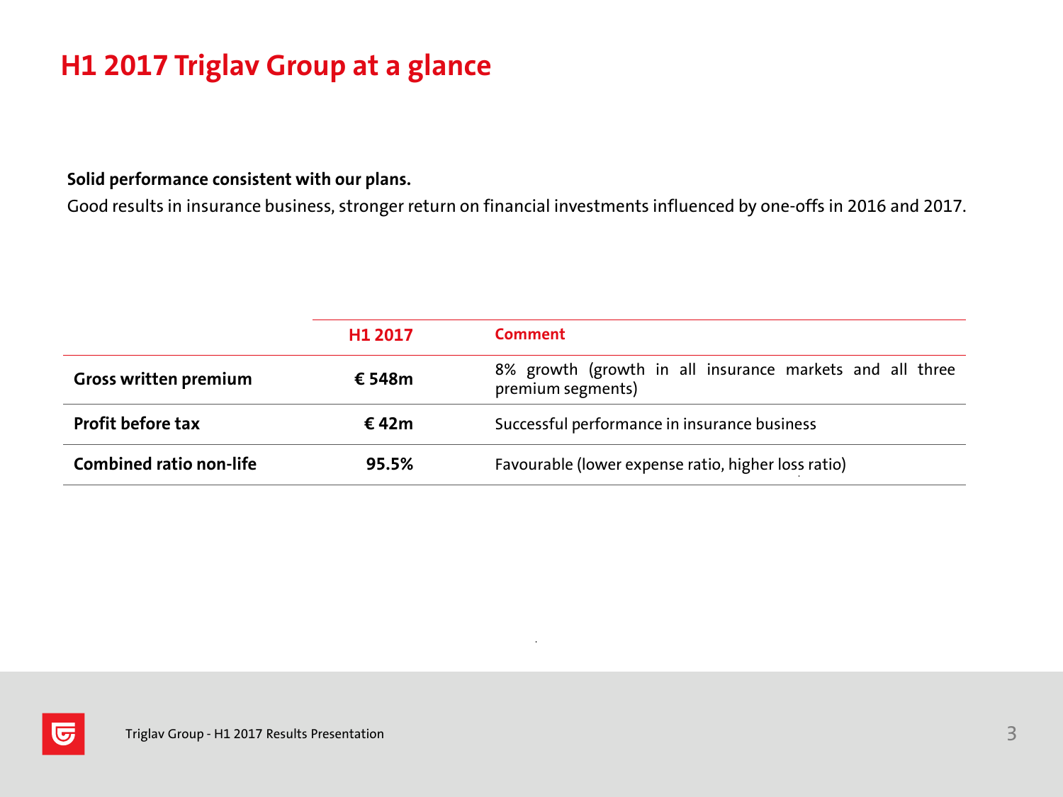# H1 2017 Triglav Group at a glance

**Solid performance consistent with our plans.**

Good results in insurance business, stronger return on financial investments influenced by one-offs in 2016 and 2017.

| | H1 2017 | Comment |
|---|---|---|
| **Gross written premium** | **€ 548m** | 8% growth (growth in all insurance markets and all three premium segments) |
| **Profit before tax** | **€ 42m** | Successful performance in insurance business |
| **Combined ratio non-life** | **95.5%** | Favourable (lower expense ratio, higher loss ratio) |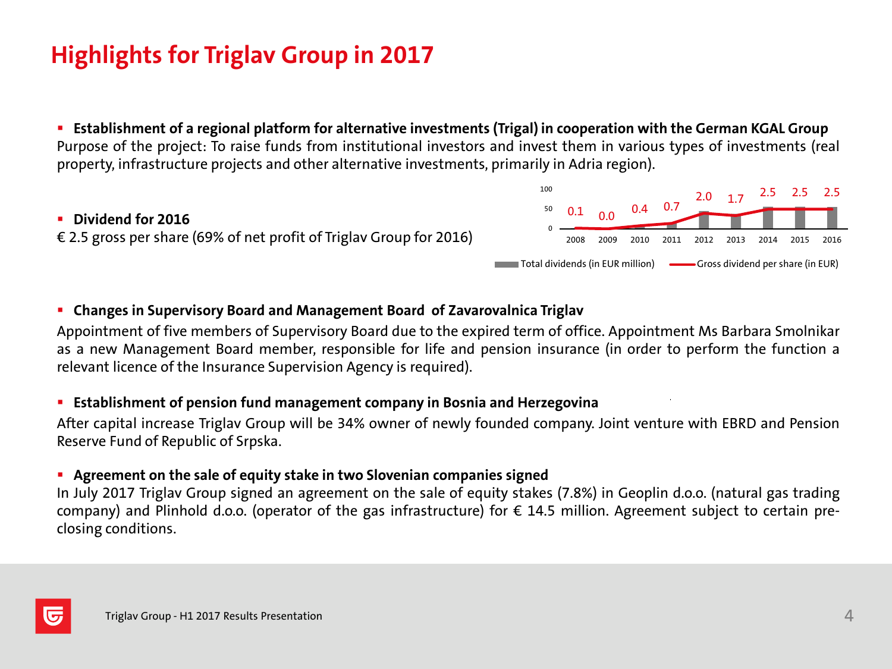# Highlights for Triglav Group in 2017

- **Establishment of a regional platform for alternative investments (Trigal) in cooperation with the German KGAL Group**

Purpose of the project: To raise funds from institutional investors and invest them in various types of investments (real property, infrastructure projects and other alternative investments, primarily in Adria region).

- **Dividend for 2016**

€ 2.5 gross per share (69% of net profit of Triglav Group for 2016)

| Year | 2008 | 2009 | 2010 | 2011 | 2012 | 2013 | 2014 | 2015 | 2016 |
|---|---|---|---|---|---|---|---|---|---|
| Gross dividend per share (in EUR) | 0.1 | 0.0 | 0.4 | 0.7 | 2.0 | 1.7 | 2.5 | 2.5 | 2.5 |

Total dividends (in EUR million) — Gross dividend per share (in EUR)

- **Changes in Supervisory Board and Management Board of Zavarovalnica Triglav**

Appointment of five members of Supervisory Board due to the expired term of office. Appointment Ms Barbara Smolnikar as a new Management Board member, responsible for life and pension insurance (in order to perform the function a relevant licence of the Insurance Supervision Agency is required).

- **Establishment of pension fund management company in Bosnia and Herzegovina**

After capital increase Triglav Group will be 34% owner of newly founded company. Joint venture with EBRD and Pension Reserve Fund of Republic of Srpska.

- **Agreement on the sale of equity stake in two Slovenian companies signed**

In July 2017 Triglav Group signed an agreement on the sale of equity stakes (7.8%) in Geoplin d.o.o. (natural gas trading company) and Plinhold d.o.o. (operator of the gas infrastructure) for € 14.5 million. Agreement subject to certain pre-closing conditions.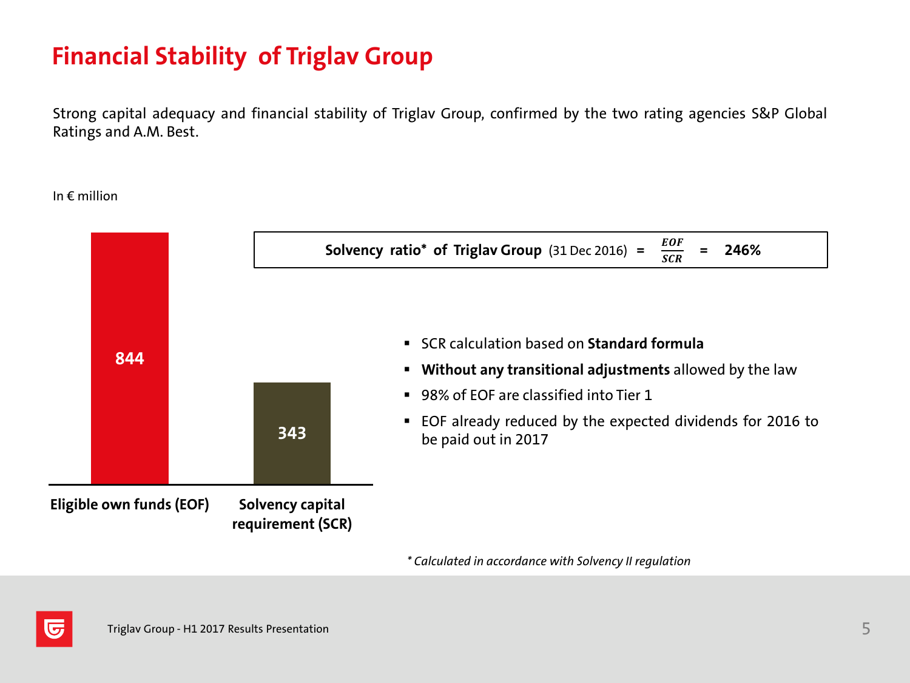# Financial Stability of Triglav Group

Strong capital adequacy and financial stability of Triglav Group, confirmed by the two rating agencies S&P Global Ratings and A.M. Best.

In € million

| Eligible own funds (EOF) | Solvency capital requirement (SCR) |
|---|---|
| 844 | 343 |

**Solvency ratio* of Triglav Group** (31 Dec 2016) = $\frac{EOF}{SCR}$ = **246%**

- SCR calculation based on **Standard formula**
- **Without any transitional adjustments** allowed by the law
- 98% of EOF are classified into Tier 1
- EOF already reduced by the expected dividends for 2016 to be paid out in 2017

*\* Calculated in accordance with Solvency II regulation*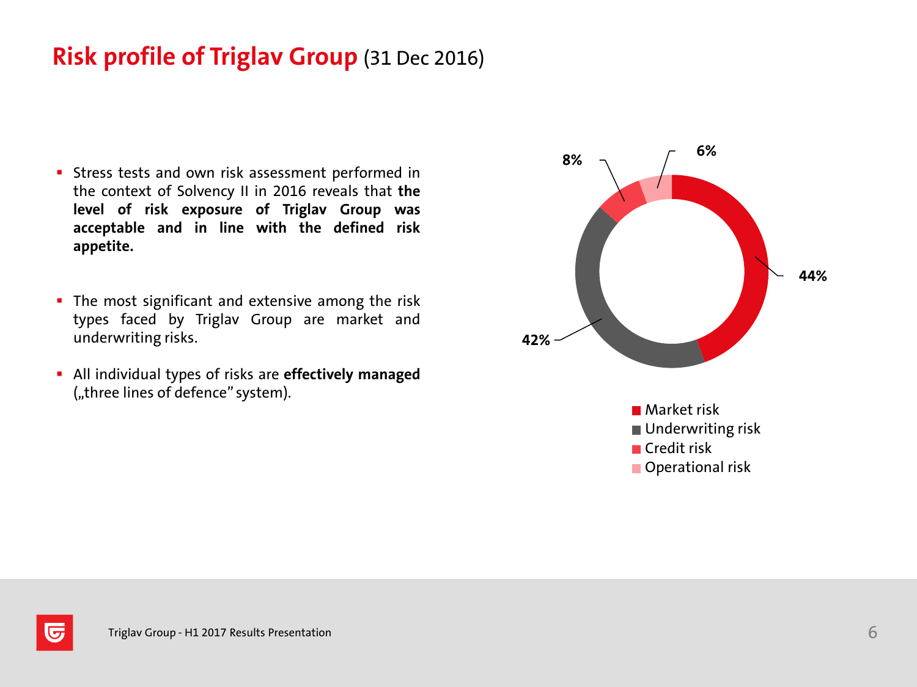# Risk profile of Triglav Group (31 Dec 2016)

- Stress tests and own risk assessment performed in the context of Solvency II in 2016 reveals that **the level of risk exposure of Triglav Group was acceptable and in line with the defined risk appetite.**

- The most significant and extensive among the risk types faced by Triglav Group are market and underwriting risks.

- All individual types of risks are **effectively managed** („three lines of defence" system).

| Risk type | Share |
|---|---|
| Market risk | 44% |
| Underwriting risk | 42% |
| Credit risk | 8% |
| Operational risk | 6% |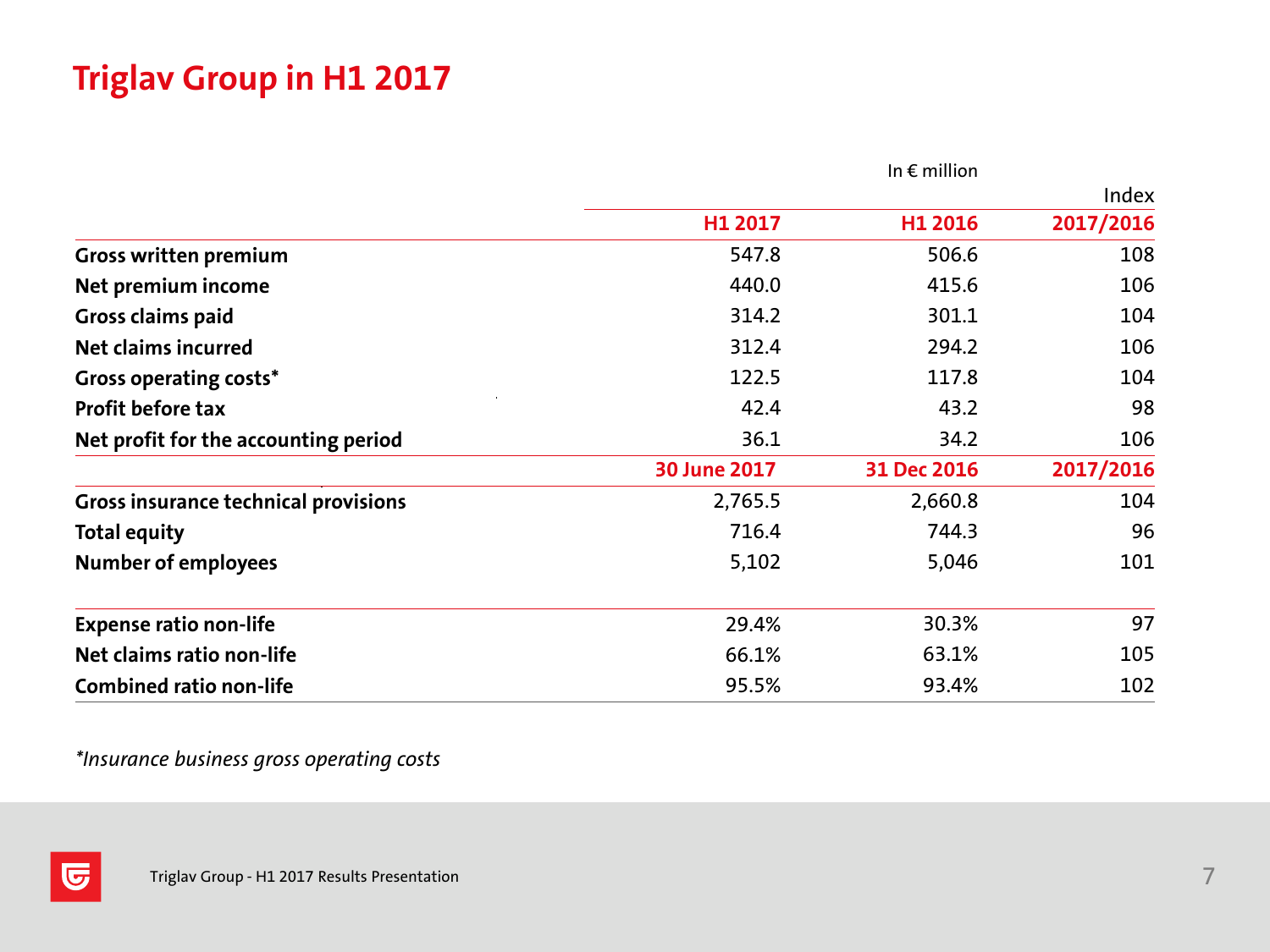# Triglav Group in H1 2017

In € million

| | H1 2017 | H1 2016 | Index 2017/2016 |
|---|---|---|---|
| **Gross written premium** | 547.8 | 506.6 | 108 |
| **Net premium income** | 440.0 | 415.6 | 106 |
| **Gross claims paid** | 314.2 | 301.1 | 104 |
| **Net claims incurred** | 312.4 | 294.2 | 106 |
| **Gross operating costs*** | 122.5 | 117.8 | 104 |
| **Profit before tax** | 42.4 | 43.2 | 98 |
| **Net profit for the accounting period** | 36.1 | 34.2 | 106 |
| | **30 June 2017** | **31 Dec 2016** | **2017/2016** |
| **Gross insurance technical provisions** | 2,765.5 | 2,660.8 | 104 |
| **Total equity** | 716.4 | 744.3 | 96 |
| **Number of employees** | 5,102 | 5,046 | 101 |
| **Expense ratio non-life** | 29.4% | 30.3% | 97 |
| **Net claims ratio non-life** | 66.1% | 63.1% | 105 |
| **Combined ratio non-life** | 95.5% | 93.4% | 102 |

*\*Insurance business gross operating costs*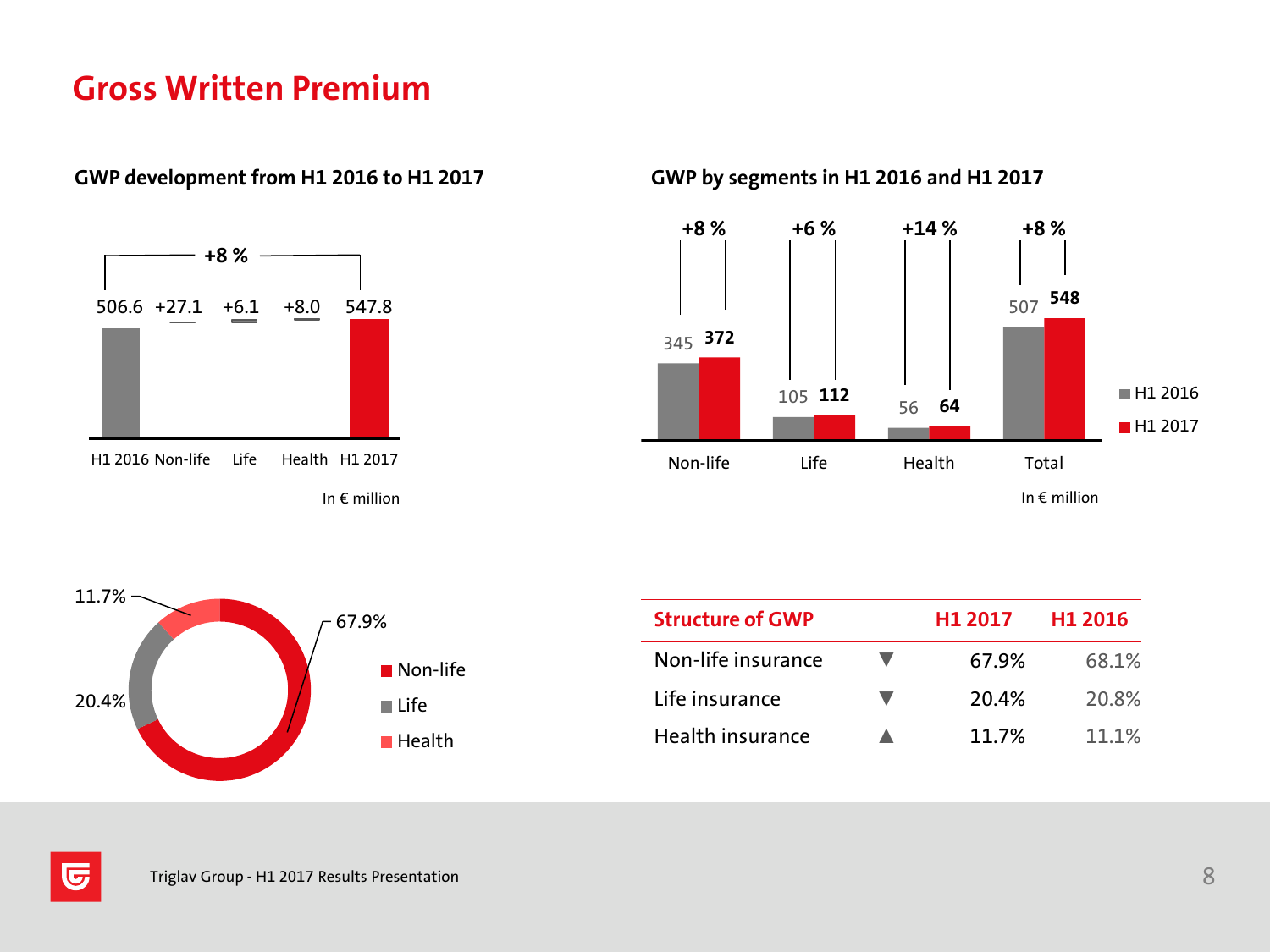# Gross Written Premium

## GWP development from H1 2016 to H1 2017

+8 %

| H1 2016 | Non-life | Life | Health | H1 2017 |
|---|---|---|---|---|
| 506.6 | +27.1 | +6.1 | +8.0 | 547.8 |

In € million

## GWP by segments in H1 2016 and H1 2017

| | Non-life | Life | Health | Total |
|---|---|---|---|---|
| H1 2016 | 345 | 105 | 56 | 507 |
| H1 2017 | 372 | 112 | 64 | 548 |
| Change | +8 % | +6 % | +14 % | +8 % |

In € million

- Non-life: 67.9%
- Life: 20.4%
- Health: 11.7%

| Structure of GWP | | H1 2017 | H1 2016 |
|---|---|---|---|
| Non-life insurance | ▼ | 67.9% | 68.1% |
| Life insurance | ▼ | 20.4% | 20.8% |
| Health insurance | ▲ | 11.7% | 11.1% |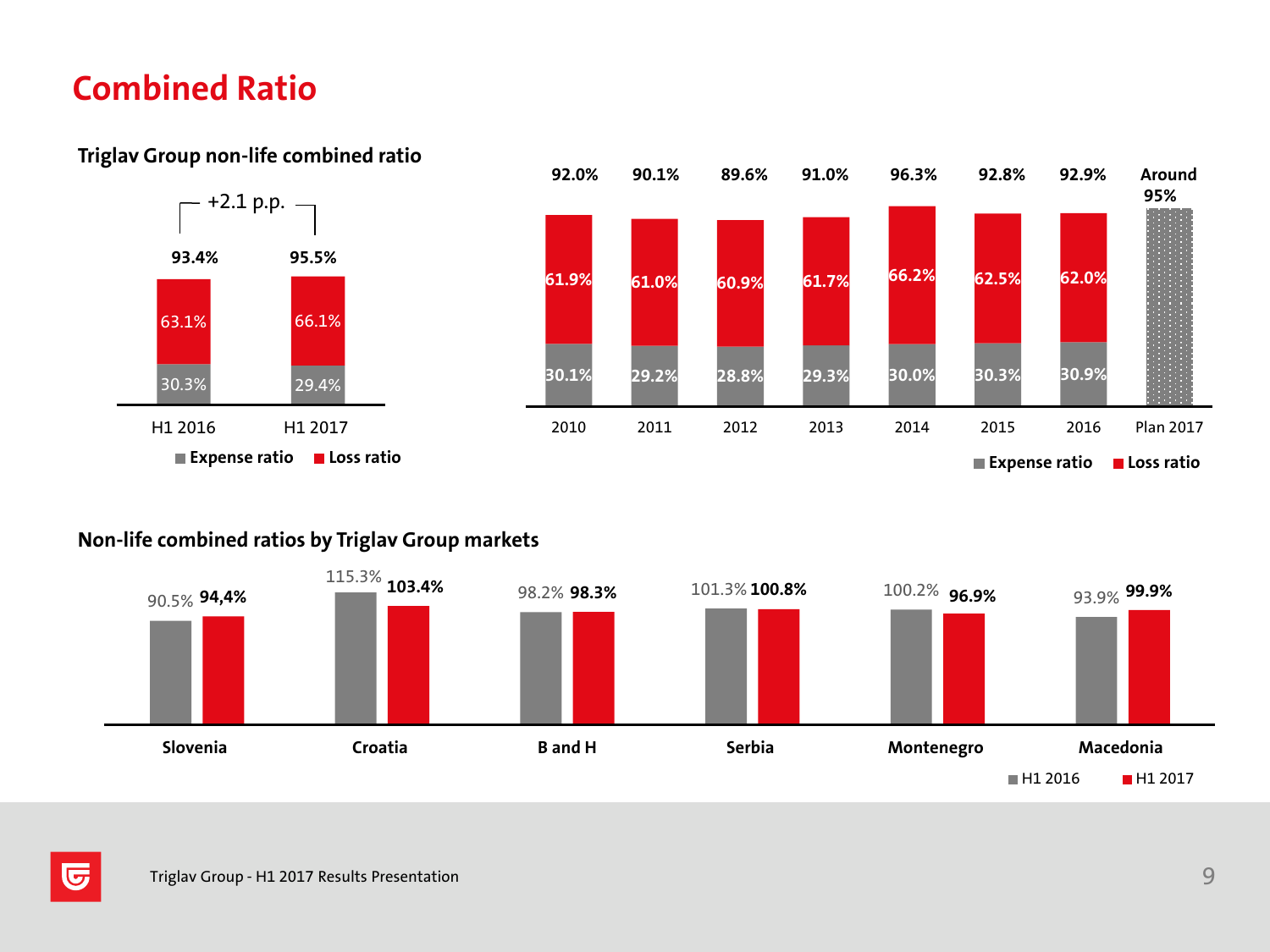# Combined Ratio

## Triglav Group non-life combined ratio

+2.1 p.p.

| | H1 2016 | H1 2017 |
|---|---|---|
| Combined ratio | 93.4% | 95.5% |
| Loss ratio | 63.1% | 66.1% |
| Expense ratio | 30.3% | 29.4% |

| | 2010 | 2011 | 2012 | 2013 | 2014 | 2015 | 2016 | Plan 2017 |
|---|---|---|---|---|---|---|---|---|
| Combined ratio | 92.0% | 90.1% | 89.6% | 91.0% | 96.3% | 92.8% | 92.9% | Around 95% |
| Loss ratio | 61.9% | 61.0% | 60.9% | 61.7% | 66.2% | 62.5% | 62.0% | |
| Expense ratio | 30.1% | 29.2% | 28.8% | 29.3% | 30.0% | 30.3% | 30.9% | |

## Non-life combined ratios by Triglav Group markets

| | Slovenia | Croatia | B and H | Serbia | Montenegro | Macedonia |
|---|---|---|---|---|---|---|
| H1 2016 | 90.5% | 115.3% | 98.2% | 101.3% | 100.2% | 93.9% |
| H1 2017 | 94,4% | 103.4% | 98.3% | 100.8% | 96.9% | 99.9% |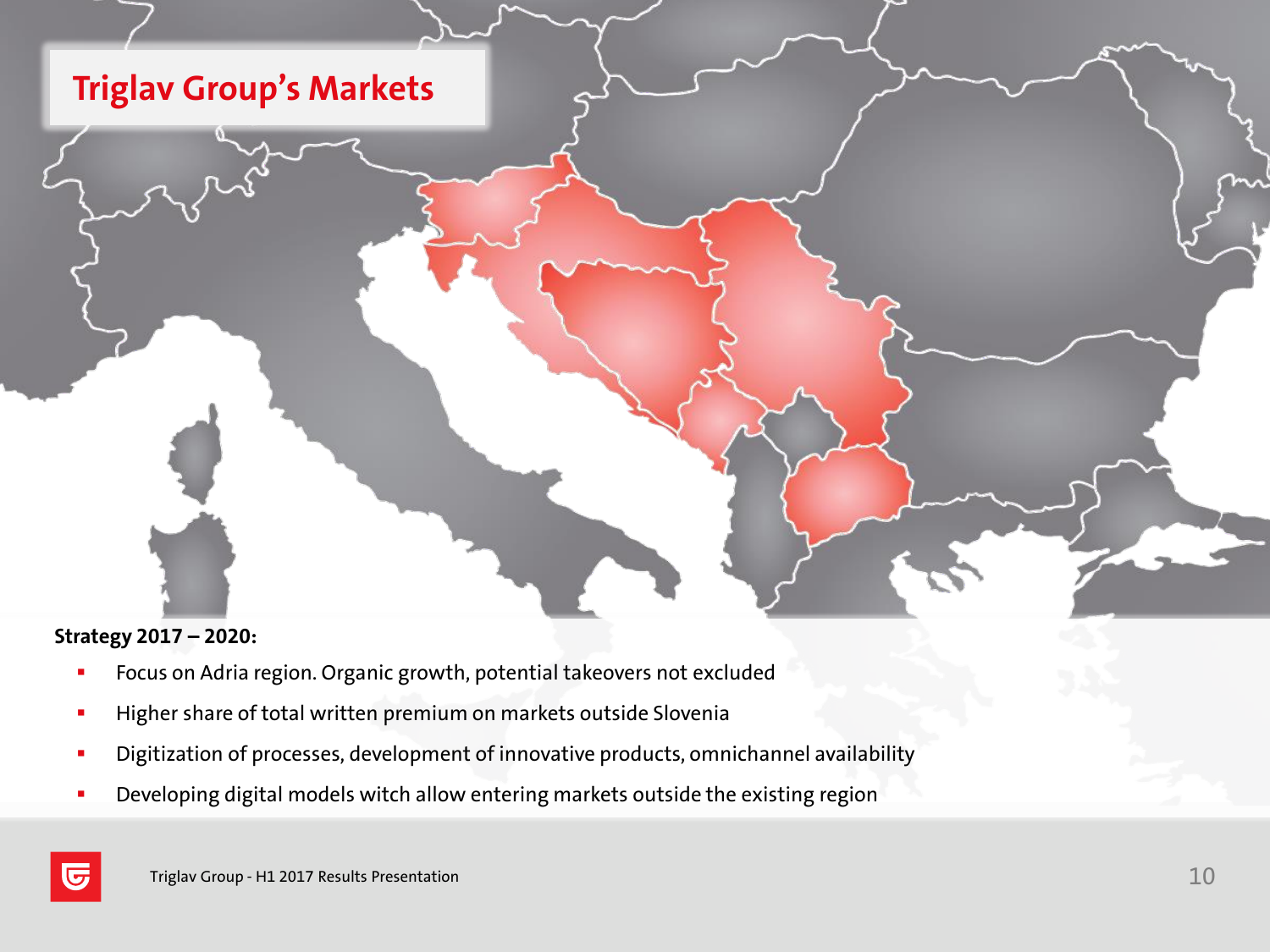# Triglav Group's Markets

**Strategy 2017 – 2020:**

- Focus on Adria region. Organic growth, potential takeovers not excluded
- Higher share of total written premium on markets outside Slovenia
- Digitization of processes, development of innovative products, omnichannel availability
- Developing digital models witch allow entering markets outside the existing region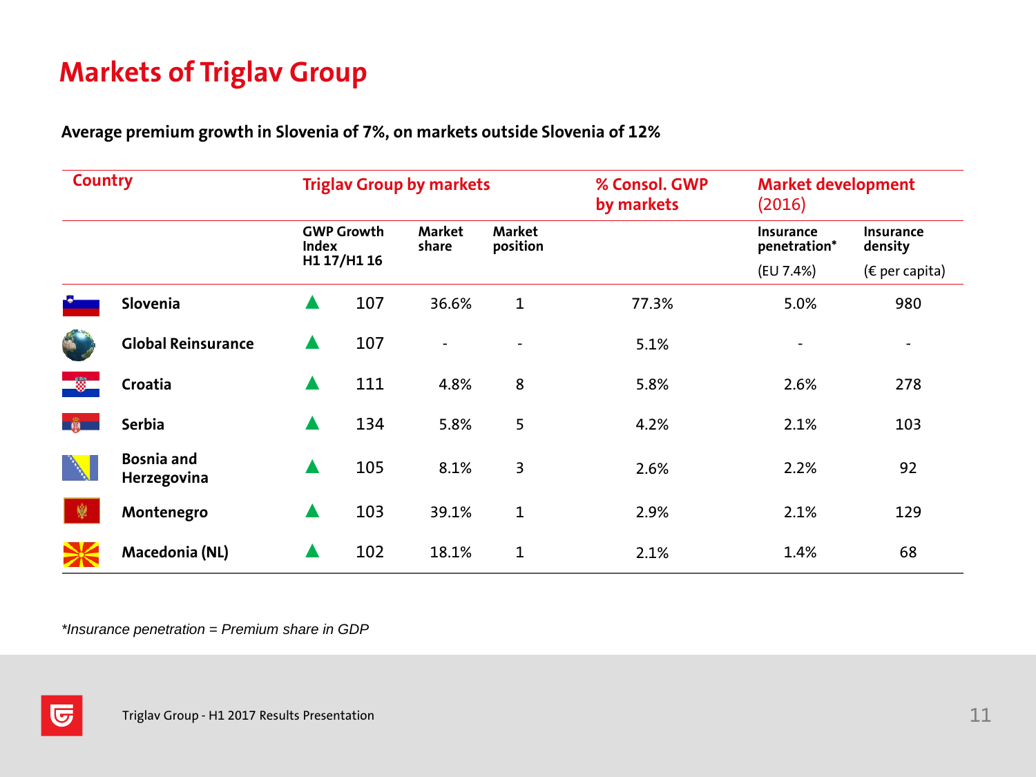# Markets of Triglav Group

**Average premium growth in Slovenia of 7%, on markets outside Slovenia of 12%**

| Country | Triglav Group by markets | | | % Consol. GWP by markets | Market development (2016) | |
|---|---|---|---|---|---|---|
| | GWP Growth Index H1 17/H1 16 | Market share | Market position | | Insurance penetration* (EU 7.4%) | Insurance density (€ per capita) |
| Slovenia | ▲ 107 | 36.6% | 1 | 77.3% | 5.0% | 980 |
| Global Reinsurance | ▲ 107 | - | - | 5.1% | - | - |
| Croatia | ▲ 111 | 4.8% | 8 | 5.8% | 2.6% | 278 |
| Serbia | ▲ 134 | 5.8% | 5 | 4.2% | 2.1% | 103 |
| Bosnia and Herzegovina | ▲ 105 | 8.1% | 3 | 2.6% | 2.2% | 92 |
| Montenegro | ▲ 103 | 39.1% | 1 | 2.9% | 2.1% | 129 |
| Macedonia (NL) | ▲ 102 | 18.1% | 1 | 2.1% | 1.4% | 68 |

*\*Insurance penetration = Premium share in GDP*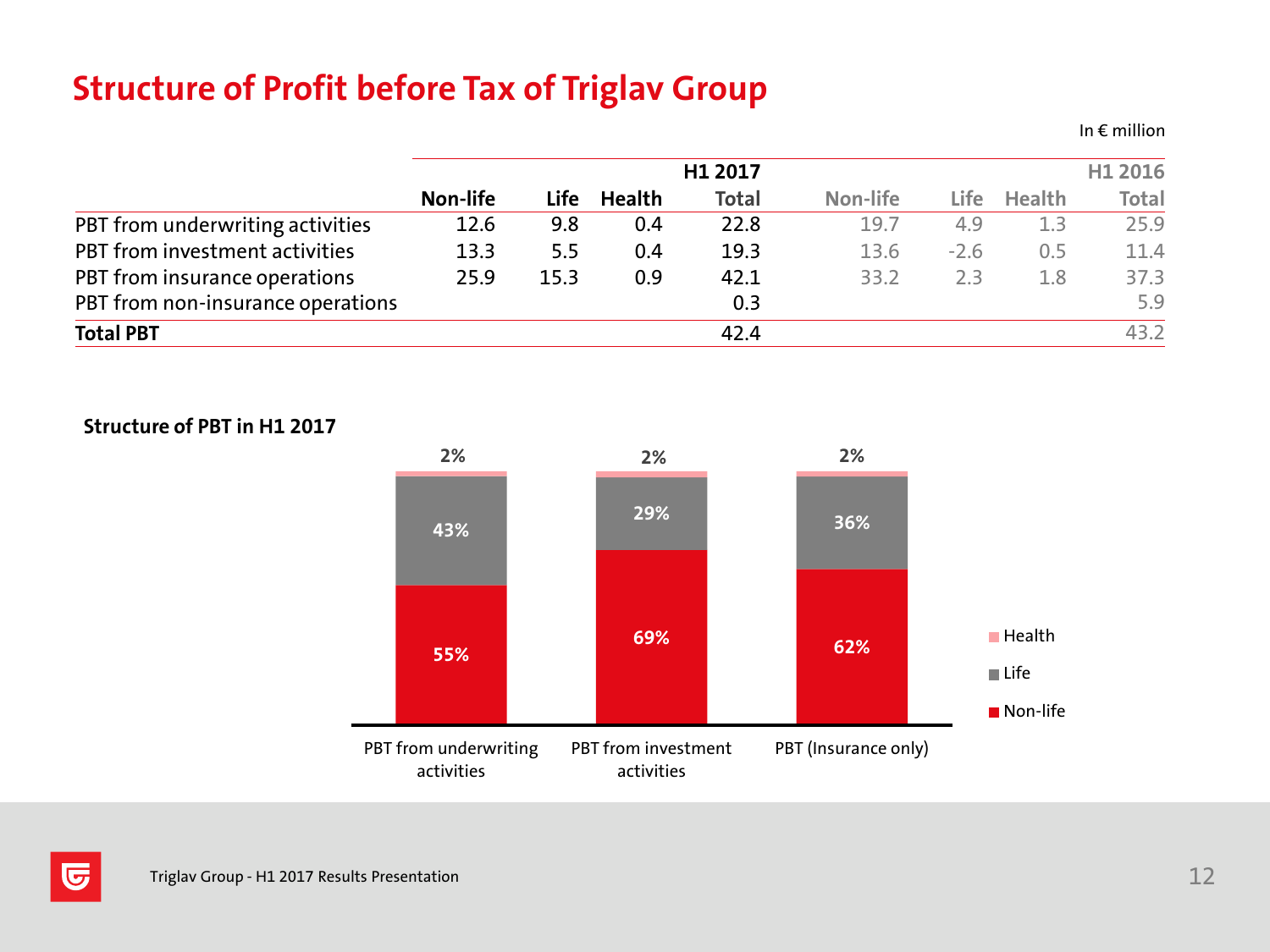# Structure of Profit before Tax of Triglav Group

In € million

| | H1 2017 | | | | H1 2016 | | | |
|---|---|---|---|---|---|---|---|---|
| | Non-life | Life | Health | Total | Non-life | Life | Health | Total |
| PBT from underwriting activities | 12.6 | 9.8 | 0.4 | 22.8 | 19.7 | 4.9 | 1.3 | 25.9 |
| PBT from investment activities | 13.3 | 5.5 | 0.4 | 19.3 | 13.6 | -2.6 | 0.5 | 11.4 |
| PBT from insurance operations | 25.9 | 15.3 | 0.9 | 42.1 | 33.2 | 2.3 | 1.8 | 37.3 |
| PBT from non-insurance operations | | | | 0.3 | | | | 5.9 |
| **Total PBT** | | | | 42.4 | | | | 43.2 |

**Structure of PBT in H1 2017**

| | Non-life | Life | Health |
|---|---|---|---|
| PBT from underwriting activities | 55% | 43% | 2% |
| PBT from investment activities | 69% | 29% | 2% |
| PBT (Insurance only) | 62% | 36% | 2% |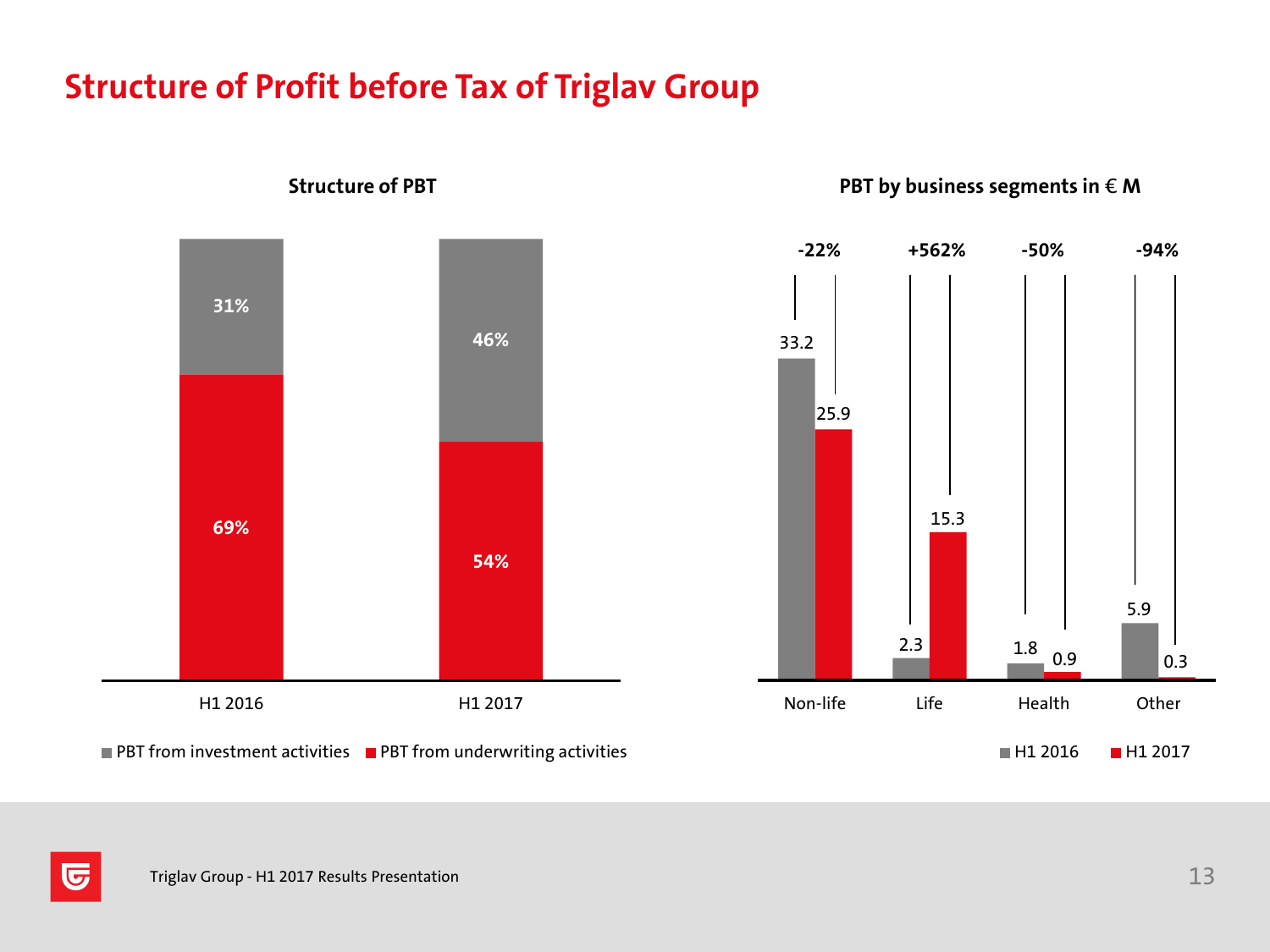# Structure of Profit before Tax of Triglav Group

### Structure of PBT

| | H1 2016 | H1 2017 |
|---|---|---|
| PBT from investment activities | 31% | 46% |
| PBT from underwriting activities | 69% | 54% |

### PBT by business segments in € M

| | H1 2016 | H1 2017 | Change |
|---|---|---|---|
| Non-life | 33.2 | 25.9 | -22% |
| Life | 2.3 | 15.3 | +562% |
| Health | 1.8 | 0.9 | -50% |
| Other | 5.9 | 0.3 | -94% |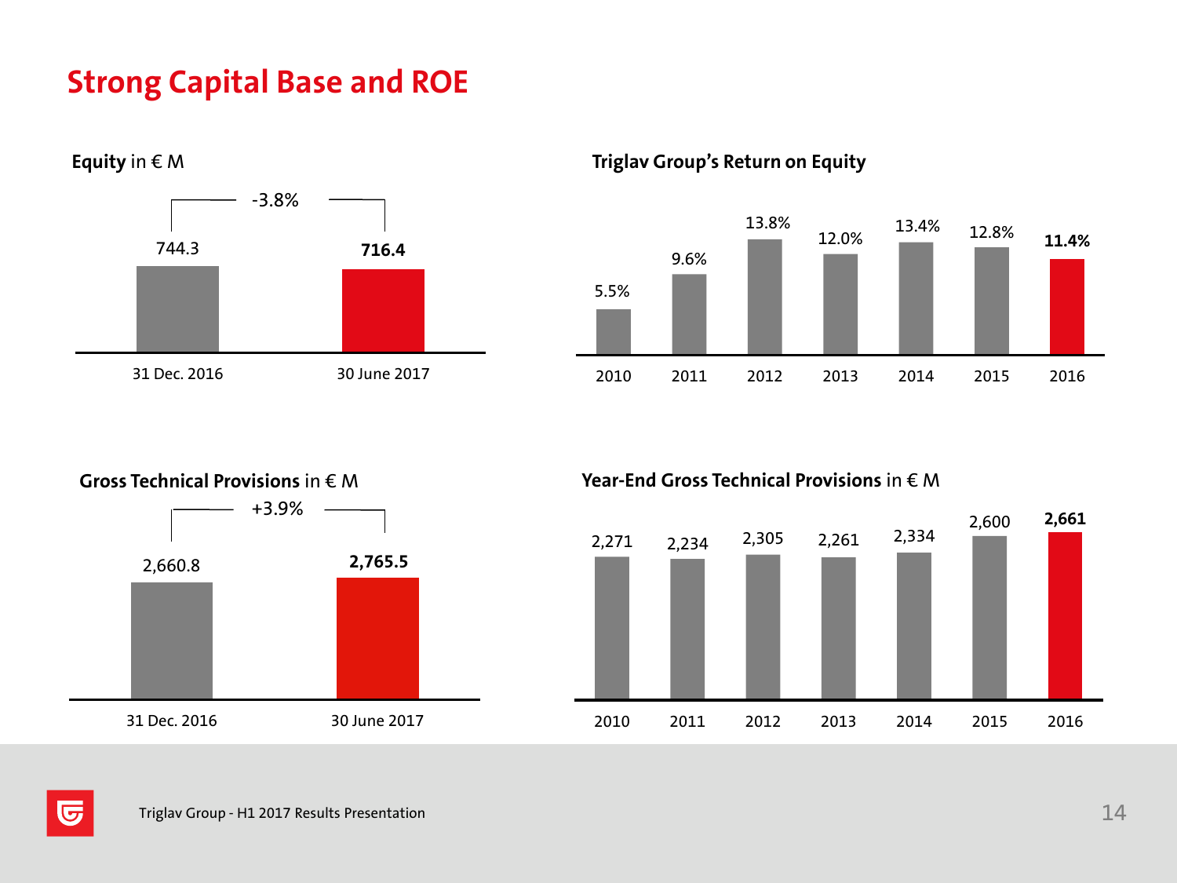# Strong Capital Base and ROE

**Equity** in € M

| 31 Dec. 2016 | 30 June 2017 |
|---|---|
| 744.3 | **716.4** |

-3.8%

**Triglav Group's Return on Equity**

| 2010 | 2011 | 2012 | 2013 | 2014 | 2015 | 2016 |
|---|---|---|---|---|---|---|
| 5.5% | 9.6% | 13.8% | 12.0% | 13.4% | 12.8% | **11.4%** |

**Gross Technical Provisions** in € M

| 31 Dec. 2016 | 30 June 2017 |
|---|---|
| 2,660.8 | **2,765.5** |

+3.9%

**Year-End Gross Technical Provisions** in € M

| 2010 | 2011 | 2012 | 2013 | 2014 | 2015 | 2016 |
|---|---|---|---|---|---|---|
| 2,271 | 2,234 | 2,305 | 2,261 | 2,334 | 2,600 | **2,661** |

Triglav Group - H1 2017 Results Presentation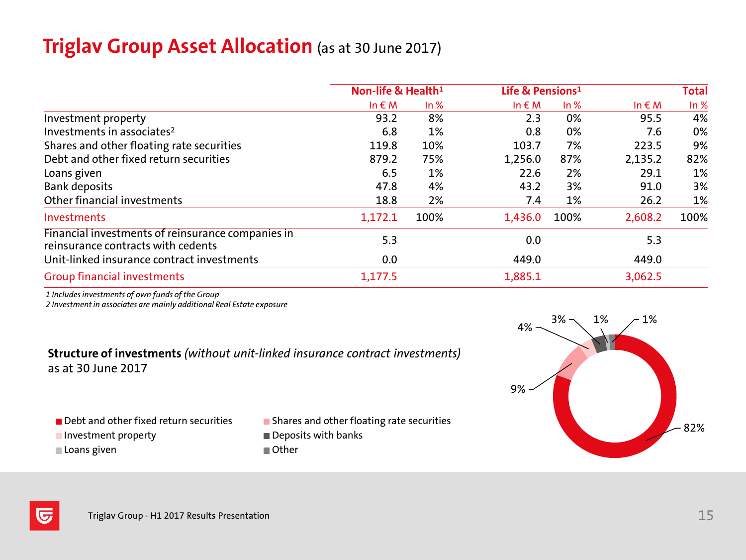# Triglav Group Asset Allocation (as at 30 June 2017)

| | Non-life & Health[1] | | Life & Pensions[1] | | Total | |
|---|---|---|---|---|---|---|
| | In € M | In % | In € M | In % | In € M | In % |
| Investment property | 93.2 | 8% | 2.3 | 0% | 95.5 | 4% |
| Investments in associates[2] | 6.8 | 1% | 0.8 | 0% | 7.6 | 0% |
| Shares and other floating rate securities | 119.8 | 10% | 103.7 | 7% | 223.5 | 9% |
| Debt and other fixed return securities | 879.2 | 75% | 1,256.0 | 87% | 2,135.2 | 82% |
| Loans given | 6.5 | 1% | 22.6 | 2% | 29.1 | 1% |
| Bank deposits | 47.8 | 4% | 43.2 | 3% | 91.0 | 3% |
| Other financial investments | 18.8 | 2% | 7.4 | 1% | 26.2 | 1% |
| Investments | 1,172.1 | 100% | 1,436.0 | 100% | 2,608.2 | 100% |
| Financial investments of reinsurance companies in reinsurance contracts with cedents | 5.3 | | 0.0 | | 5.3 | |
| Unit-linked insurance contract investments | 0.0 | | 449.0 | | 449.0 | |
| Group financial investments | 1,177.5 | | 1,885.1 | | 3,062.5 | |

*1 Includes investments of own funds of the Group*
*2 Investment in associates are mainly additional Real Estate exposure*

**Structure of investments** *(without unit-linked insurance contract investments)* as at 30 June 2017

- Debt and other fixed return securities: 82%
- Shares and other floating rate securities: 9%
- Investment property: 4%
- Deposits with banks: 3%
- Loans given: 1%
- Other: 1%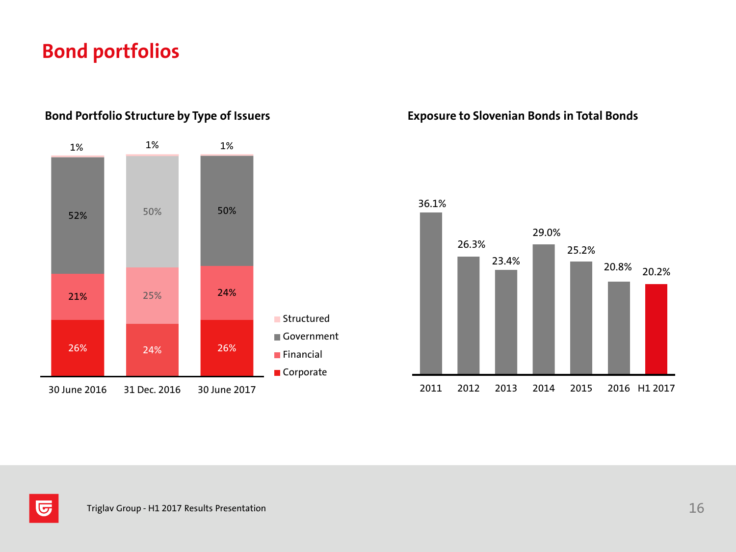# Bond portfolios

### Bond Portfolio Structure by Type of Issuers

| | 30 June 2016 | 31 Dec. 2016 | 30 June 2017 |
|---|---|---|---|
| Structured | 1% | 1% | 1% |
| Government | 52% | 50% | 50% |
| Financial | 21% | 25% | 24% |
| Corporate | 26% | 24% | 26% |

### Exposure to Slovenian Bonds in Total Bonds

| 2011 | 2012 | 2013 | 2014 | 2015 | 2016 | H1 2017 |
|---|---|---|---|---|---|---|
| 36.1% | 26.3% | 23.4% | 29.0% | 25.2% | 20.8% | 20.2% |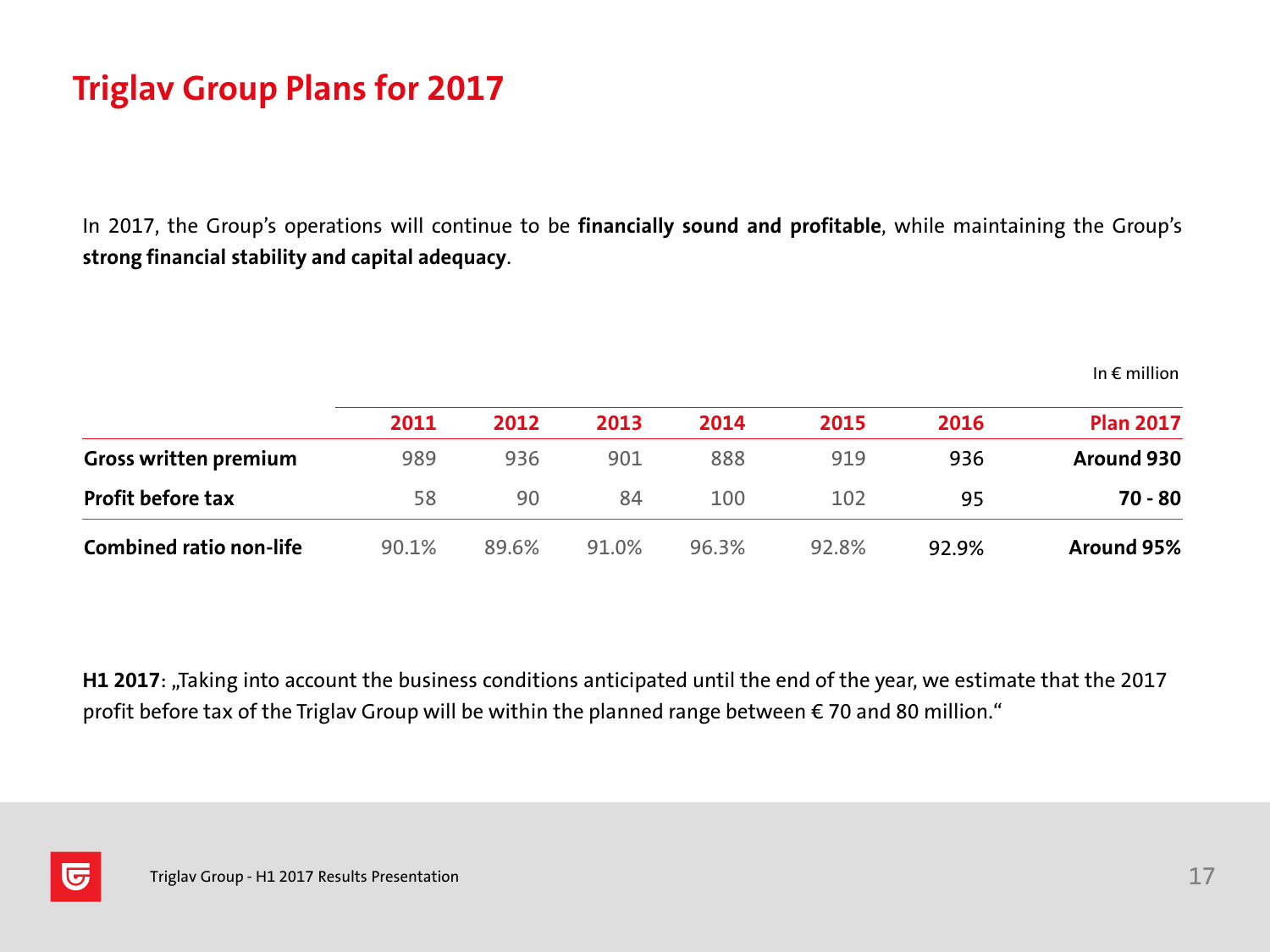# Triglav Group Plans for 2017

In 2017, the Group's operations will continue to be **financially sound and profitable**, while maintaining the Group's **strong financial stability and capital adequacy**.

In € million

| | 2011 | 2012 | 2013 | 2014 | 2015 | 2016 | Plan 2017 |
|---|---|---|---|---|---|---|---|
| **Gross written premium** | 989 | 936 | 901 | 888 | 919 | 936 | **Around 930** |
| **Profit before tax** | 58 | 90 | 84 | 100 | 102 | 95 | **70 - 80** |
| **Combined ratio non-life** | 90.1% | 89.6% | 91.0% | 96.3% | 92.8% | 92.9% | **Around 95%** |

**H1 2017**: „Taking into account the business conditions anticipated until the end of the year, we estimate that the 2017 profit before tax of the Triglav Group will be within the planned range between € 70 and 80 million."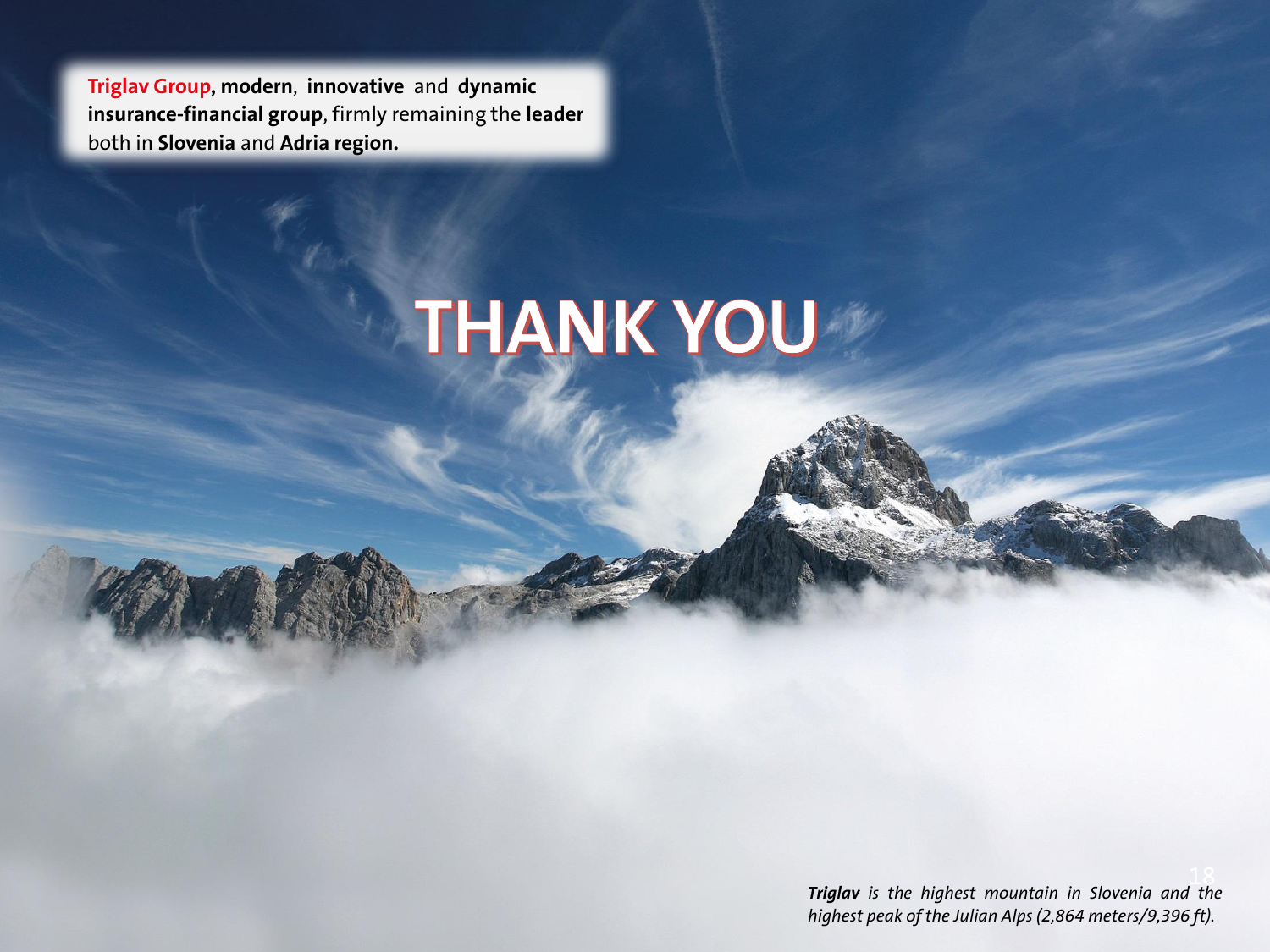**Triglav Group, modern, innovative and dynamic insurance-financial group**, firmly remaining the **leader** both in **Slovenia** and **Adria region.**

# THANK YOU

***Triglav** is the highest mountain in Slovenia and the highest peak of the Julian Alps (2,864 meters/9,396 ft).*